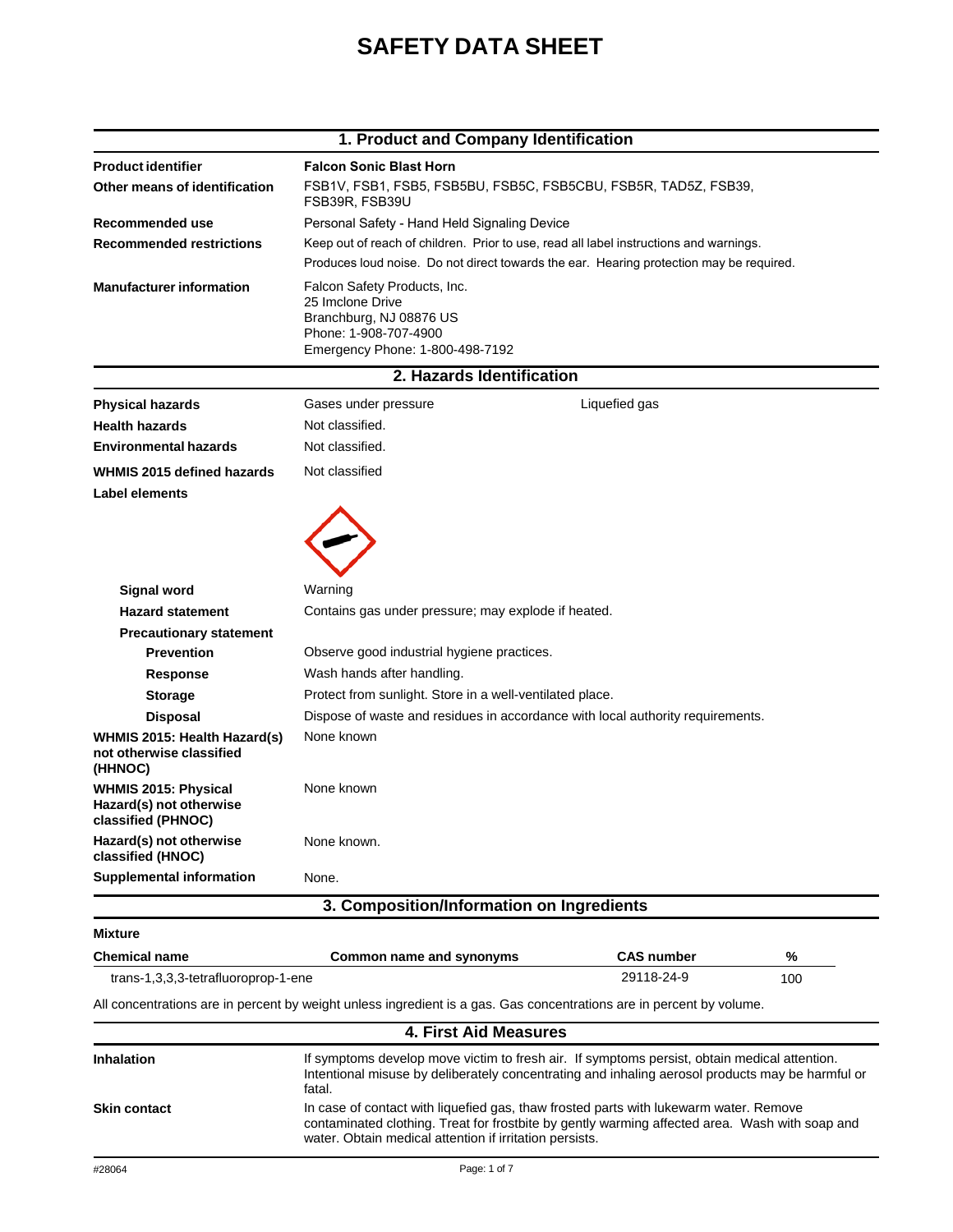# SAFETY DATA SHEET

## 1. Product and Company Identification

| | |
|---|---|
| **Product identifier** | **Falcon Sonic Blast Horn** |
| **Other means of identification** | FSB1V, FSB1, FSB5, FSB5BU, FSB5C, FSB5CBU, FSB5R, TAD5Z, FSB39, FSB39R, FSB39U |
| **Recommended use** | Personal Safety - Hand Held Signaling Device |
| **Recommended restrictions** | Keep out of reach of children. Prior to use, read all label instructions and warnings. Produces loud noise. Do not direct towards the ear. Hearing protection may be required. |
| **Manufacturer information** | Falcon Safety Products, Inc.<br>25 Imclone Drive<br>Branchburg, NJ 08876 US<br>Phone: 1-908-707-4900<br>Emergency Phone: 1-800-498-7192 |

## 2. Hazards Identification

| | | |
|---|---|---|
| **Physical hazards** | Gases under pressure | Liquefied gas |
| **Health hazards** | Not classified. | |
| **Environmental hazards** | Not classified. | |
| **WHMIS 2015 defined hazards** | Not classified | |

**Label elements**

| | |
|---|---|
| **Signal word** | Warning |
| **Hazard statement** | Contains gas under pressure; may explode if heated. |
| **Precautionary statement** | |
| **Prevention** | Observe good industrial hygiene practices. |
| **Response** | Wash hands after handling. |
| **Storage** | Protect from sunlight. Store in a well-ventilated place. |
| **Disposal** | Dispose of waste and residues in accordance with local authority requirements. |
| **WHMIS 2015: Health Hazard(s) not otherwise classified (HHNOC)** | None known |
| **WHMIS 2015: Physical Hazard(s) not otherwise classified (PHNOC)** | None known |
| **Hazard(s) not otherwise classified (HNOC)** | None known. |
| **Supplemental information** | None. |

## 3. Composition/Information on Ingredients

**Mixture**

| Chemical name | Common name and synonyms | CAS number | % |
|---|---|---|---|
| trans-1,3,3,3-tetrafluoroprop-1-ene | | 29118-24-9 | 100 |

All concentrations are in percent by weight unless ingredient is a gas. Gas concentrations are in percent by volume.

## 4. First Aid Measures

| | |
|---|---|
| **Inhalation** | If symptoms develop move victim to fresh air. If symptoms persist, obtain medical attention. Intentional misuse by deliberately concentrating and inhaling aerosol products may be harmful or fatal. |
| **Skin contact** | In case of contact with liquefied gas, thaw frosted parts with lukewarm water. Remove contaminated clothing. Treat for frostbite by gently warming affected area. Wash with soap and water. Obtain medical attention if irritation persists. |

#28064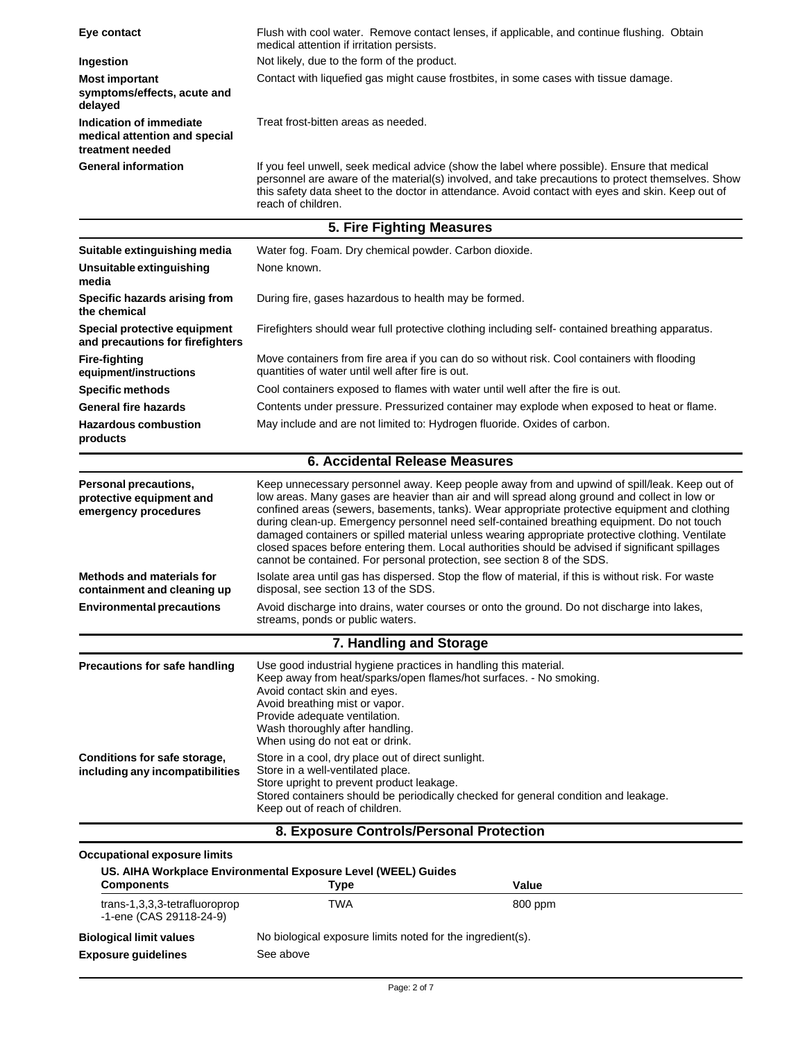| | |
|---|---|
| **Eye contact** | Flush with cool water. Remove contact lenses, if applicable, and continue flushing. Obtain medical attention if irritation persists. |
| **Ingestion** | Not likely, due to the form of the product. |
| **Most important symptoms/effects, acute and delayed** | Contact with liquefied gas might cause frostbites, in some cases with tissue damage. |
| **Indication of immediate medical attention and special treatment needed** | Treat frost-bitten areas as needed. |
| **General information** | If you feel unwell, seek medical advice (show the label where possible). Ensure that medical personnel are aware of the material(s) involved, and take precautions to protect themselves. Show this safety data sheet to the doctor in attendance. Avoid contact with eyes and skin. Keep out of reach of children. |

## 5. Fire Fighting Measures

| | |
|---|---|
| **Suitable extinguishing media** | Water fog. Foam. Dry chemical powder. Carbon dioxide. |
| **Unsuitable extinguishing media** | None known. |
| **Specific hazards arising from the chemical** | During fire, gases hazardous to health may be formed. |
| **Special protective equipment and precautions for firefighters** | Firefighters should wear full protective clothing including self- contained breathing apparatus. |
| **Fire-fighting equipment/instructions** | Move containers from fire area if you can do so without risk. Cool containers with flooding quantities of water until well after fire is out. |
| **Specific methods** | Cool containers exposed to flames with water until well after the fire is out. |
| **General fire hazards** | Contents under pressure. Pressurized container may explode when exposed to heat or flame. |
| **Hazardous combustion products** | May include and are not limited to: Hydrogen fluoride. Oxides of carbon. |

## 6. Accidental Release Measures

| | |
|---|---|
| **Personal precautions, protective equipment and emergency procedures** | Keep unnecessary personnel away. Keep people away from and upwind of spill/leak. Keep out of low areas. Many gases are heavier than air and will spread along ground and collect in low or confined areas (sewers, basements, tanks). Wear appropriate protective equipment and clothing during clean-up. Emergency personnel need self-contained breathing equipment. Do not touch damaged containers or spilled material unless wearing appropriate protective clothing. Ventilate closed spaces before entering them. Local authorities should be advised if significant spillages cannot be contained. For personal protection, see section 8 of the SDS. |
| **Methods and materials for containment and cleaning up** | Isolate area until gas has dispersed. Stop the flow of material, if this is without risk. For waste disposal, see section 13 of the SDS. |
| **Environmental precautions** | Avoid discharge into drains, water courses or onto the ground. Do not discharge into lakes, streams, ponds or public waters. |

## 7. Handling and Storage

| | |
|---|---|
| **Precautions for safe handling** | Use good industrial hygiene practices in handling this material.<br>Keep away from heat/sparks/open flames/hot surfaces. - No smoking.<br>Avoid contact skin and eyes.<br>Avoid breathing mist or vapor.<br>Provide adequate ventilation.<br>Wash thoroughly after handling.<br>When using do not eat or drink. |
| **Conditions for safe storage, including any incompatibilities** | Store in a cool, dry place out of direct sunlight.<br>Store in a well-ventilated place.<br>Store upright to prevent product leakage.<br>Stored containers should be periodically checked for general condition and leakage.<br>Keep out of reach of children. |

## 8. Exposure Controls/Personal Protection

**Occupational exposure limits**

**US. AIHA Workplace Environmental Exposure Level (WEEL) Guides**

| Components | Type | Value |
|---|---|---|
| trans-1,3,3,3-tetrafluoroprop -1-ene (CAS 29118-24-9) | TWA | 800 ppm |

| | |
|---|---|
| **Biological limit values** | No biological exposure limits noted for the ingredient(s). |
| **Exposure guidelines** | See above |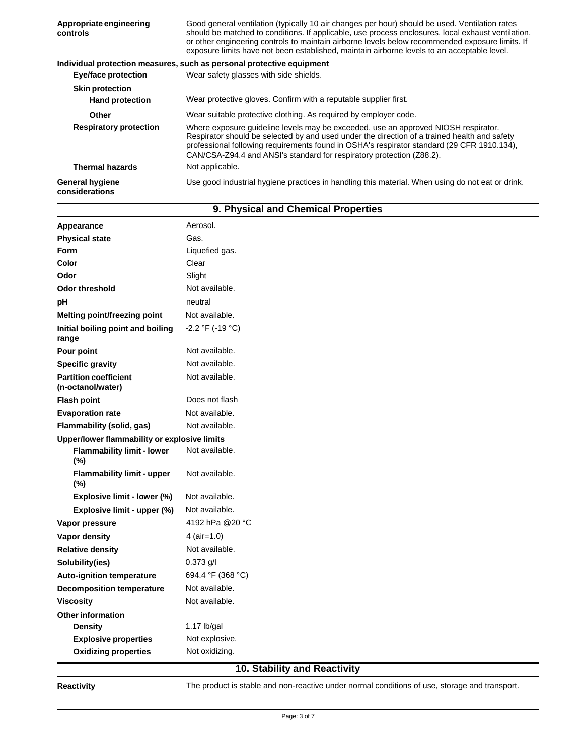| | |
|---|---|
| **Appropriate engineering controls** | Good general ventilation (typically 10 air changes per hour) should be used. Ventilation rates should be matched to conditions. If applicable, use process enclosures, local exhaust ventilation, or other engineering controls to maintain airborne levels below recommended exposure limits. If exposure limits have not been established, maintain airborne levels to an acceptable level. |

**Individual protection measures, such as personal protective equipment**

| | |
|---|---|
| **Eye/face protection** | Wear safety glasses with side shields. |
| **Skin protection** | |
| **Hand protection** | Wear protective gloves. Confirm with a reputable supplier first. |
| **Other** | Wear suitable protective clothing. As required by employer code. |
| **Respiratory protection** | Where exposure guideline levels may be exceeded, use an approved NIOSH respirator. Respirator should be selected by and used under the direction of a trained health and safety professional following requirements found in OSHA's respirator standard (29 CFR 1910.134), CAN/CSA-Z94.4 and ANSI's standard for respiratory protection (Z88.2). |
| **Thermal hazards** | Not applicable. |
| **General hygiene considerations** | Use good industrial hygiene practices in handling this material. When using do not eat or drink. |

## 9. Physical and Chemical Properties

| | |
|---|---|
| **Appearance** | Aerosol. |
| **Physical state** | Gas. |
| **Form** | Liquefied gas. |
| **Color** | Clear |
| **Odor** | Slight |
| **Odor threshold** | Not available. |
| **pH** | neutral |
| **Melting point/freezing point** | Not available. |
| **Initial boiling point and boiling range** | -2.2 °F (-19 °C) |
| **Pour point** | Not available. |
| **Specific gravity** | Not available. |
| **Partition coefficient (n-octanol/water)** | Not available. |
| **Flash point** | Does not flash |
| **Evaporation rate** | Not available. |
| **Flammability (solid, gas)** | Not available. |
| **Upper/lower flammability or explosive limits** | |
| **Flammability limit - lower (%)** | Not available. |
| **Flammability limit - upper (%)** | Not available. |
| **Explosive limit - lower (%)** | Not available. |
| **Explosive limit - upper (%)** | Not available. |
| **Vapor pressure** | 4192 hPa @20 °C |
| **Vapor density** | 4 (air=1.0) |
| **Relative density** | Not available. |
| **Solubility(ies)** | 0.373 g/l |
| **Auto-ignition temperature** | 694.4 °F (368 °C) |
| **Decomposition temperature** | Not available. |
| **Viscosity** | Not available. |
| **Other information** | |
| **Density** | 1.17 lb/gal |
| **Explosive properties** | Not explosive. |
| **Oxidizing properties** | Not oxidizing. |

## 10. Stability and Reactivity

| | |
|---|---|
| **Reactivity** | The product is stable and non-reactive under normal conditions of use, storage and transport. |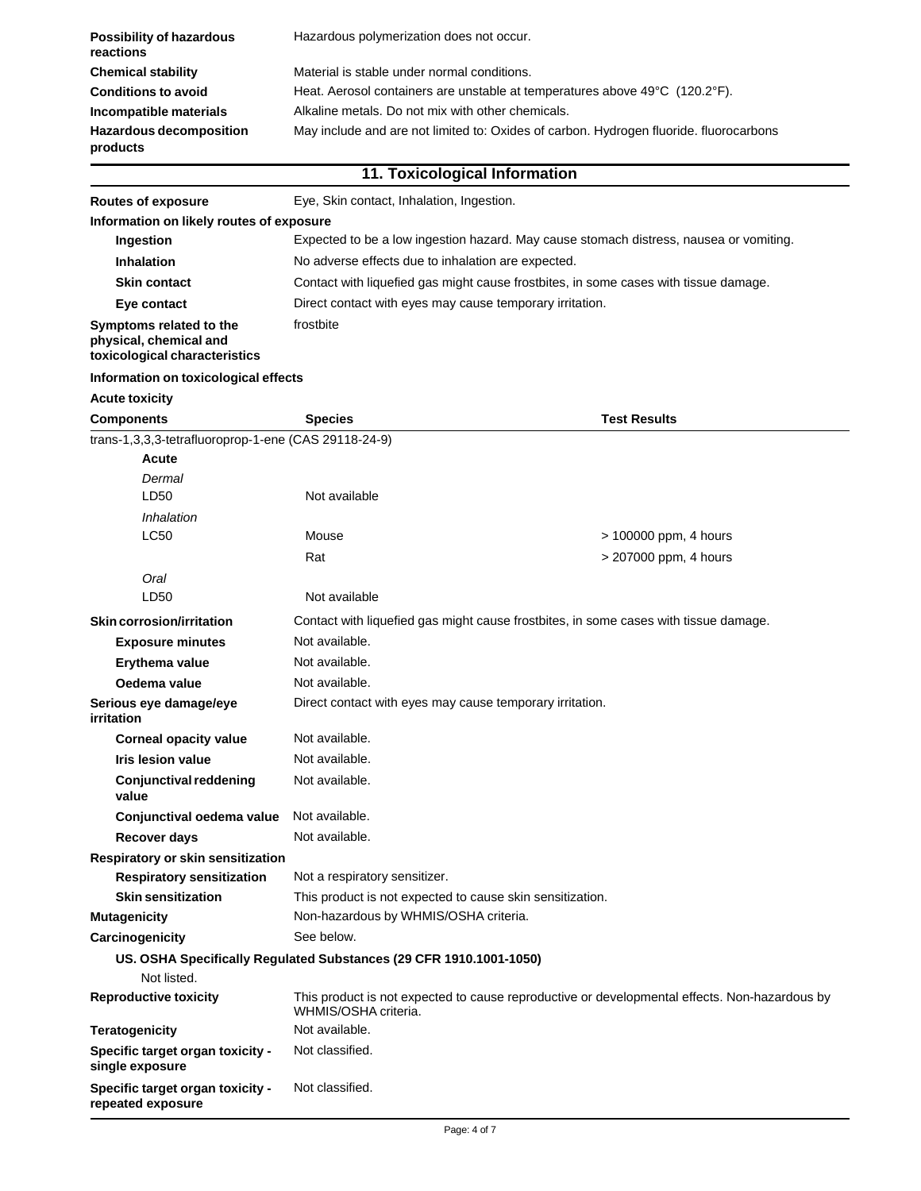| | |
|---|---|
| **Possibility of hazardous reactions** | Hazardous polymerization does not occur. |
| **Chemical stability** | Material is stable under normal conditions. |
| **Conditions to avoid** | Heat. Aerosol containers are unstable at temperatures above 49°C (120.2°F). |
| **Incompatible materials** | Alkaline metals. Do not mix with other chemicals. |
| **Hazardous decomposition products** | May include and are not limited to: Oxides of carbon. Hydrogen fluoride. fluorocarbons |

## 11. Toxicological Information

**Routes of exposure** Eye, Skin contact, Inhalation, Ingestion.

**Information on likely routes of exposure**

| | |
|---|---|
| **Ingestion** | Expected to be a low ingestion hazard. May cause stomach distress, nausea or vomiting. |
| **Inhalation** | No adverse effects due to inhalation are expected. |
| **Skin contact** | Contact with liquefied gas might cause frostbites, in some cases with tissue damage. |
| **Eye contact** | Direct contact with eyes may cause temporary irritation. |
| **Symptoms related to the physical, chemical and toxicological characteristics** | frostbite |

**Information on toxicological effects**

**Acute toxicity**

| Components | Species | Test Results |
|---|---|---|
| trans-1,3,3,3-tetrafluoroprop-1-ene (CAS 29118-24-9) | | |
| **Acute** | | |
| *Dermal* | | |
| LD50 | Not available | |
| *Inhalation* | | |
| LC50 | Mouse | > 100000 ppm, 4 hours |
| | Rat | > 207000 ppm, 4 hours |
| *Oral* | | |
| LD50 | Not available | |

| | |
|---|---|
| **Skin corrosion/irritation** | Contact with liquefied gas might cause frostbites, in some cases with tissue damage. |
| **Exposure minutes** | Not available. |
| **Erythema value** | Not available. |
| **Oedema value** | Not available. |
| **Serious eye damage/eye irritation** | Direct contact with eyes may cause temporary irritation. |
| **Corneal opacity value** | Not available. |
| **Iris lesion value** | Not available. |
| **Conjunctival reddening value** | Not available. |
| **Conjunctival oedema value** | Not available. |
| **Recover days** | Not available. |
| **Respiratory or skin sensitization** | |
| **Respiratory sensitization** | Not a respiratory sensitizer. |
| **Skin sensitization** | This product is not expected to cause skin sensitization. |
| **Mutagenicity** | Non-hazardous by WHMIS/OSHA criteria. |
| **Carcinogenicity** | See below. |

**US. OSHA Specifically Regulated Substances (29 CFR 1910.1001-1050)**

Not listed.

| | |
|---|---|
| **Reproductive toxicity** | This product is not expected to cause reproductive or developmental effects. Non-hazardous by WHMIS/OSHA criteria. |
| **Teratogenicity** | Not available. |
| **Specific target organ toxicity - single exposure** | Not classified. |
| **Specific target organ toxicity - repeated exposure** | Not classified. |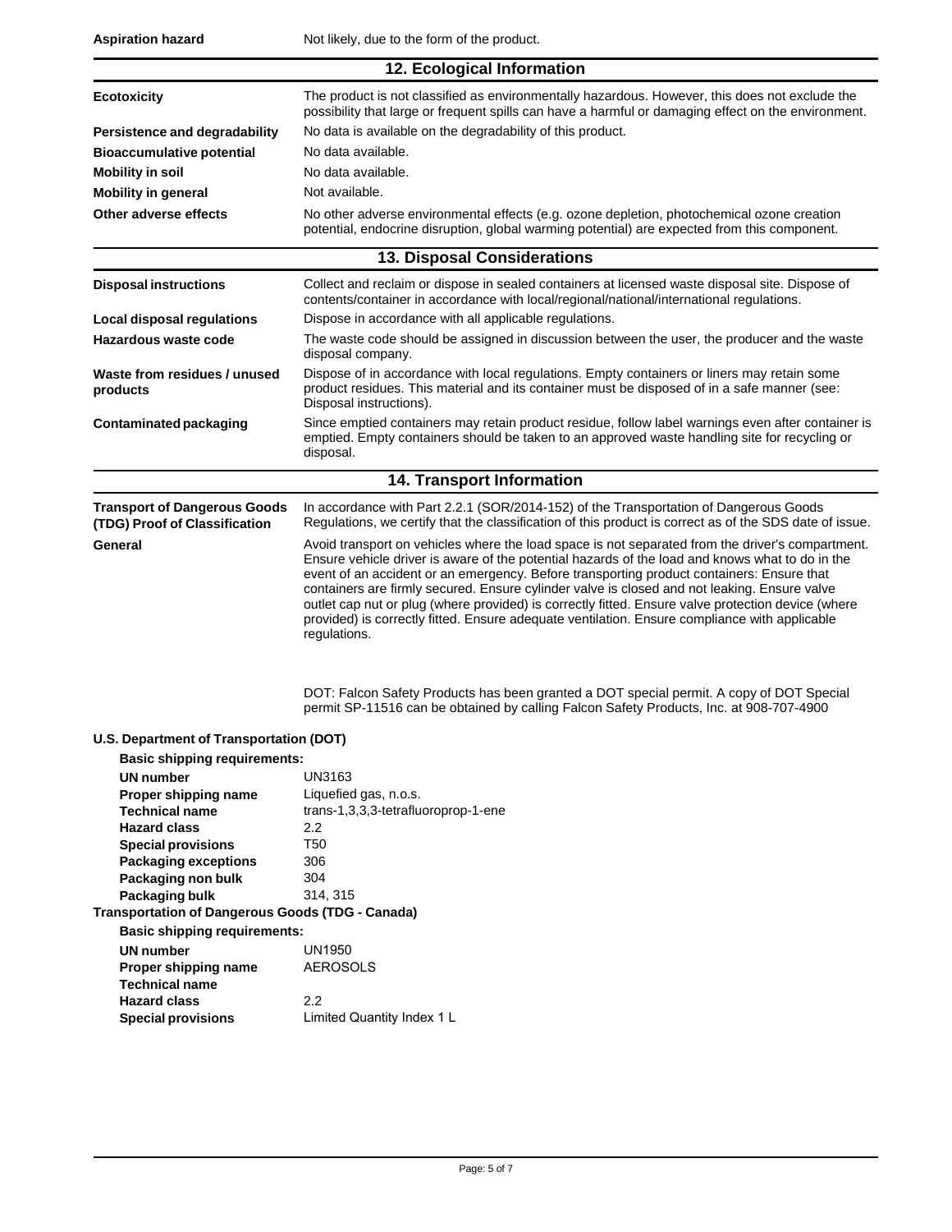| | |
|---|---|
| **Aspiration hazard** | Not likely, due to the form of the product. |

## 12. Ecological Information

| | |
|---|---|
| **Ecotoxicity** | The product is not classified as environmentally hazardous. However, this does not exclude the possibility that large or frequent spills can have a harmful or damaging effect on the environment. |
| **Persistence and degradability** | No data is available on the degradability of this product. |
| **Bioaccumulative potential** | No data available. |
| **Mobility in soil** | No data available. |
| **Mobility in general** | Not available. |
| **Other adverse effects** | No other adverse environmental effects (e.g. ozone depletion, photochemical ozone creation potential, endocrine disruption, global warming potential) are expected from this component. |

## 13. Disposal Considerations

| | |
|---|---|
| **Disposal instructions** | Collect and reclaim or dispose in sealed containers at licensed waste disposal site. Dispose of contents/container in accordance with local/regional/national/international regulations. |
| **Local disposal regulations** | Dispose in accordance with all applicable regulations. |
| **Hazardous waste code** | The waste code should be assigned in discussion between the user, the producer and the waste disposal company. |
| **Waste from residues / unused products** | Dispose of in accordance with local regulations. Empty containers or liners may retain some product residues. This material and its container must be disposed of in a safe manner (see: Disposal instructions). |
| **Contaminated packaging** | Since emptied containers may retain product residue, follow label warnings even after container is emptied. Empty containers should be taken to an approved waste handling site for recycling or disposal. |

## 14. Transport Information

| | |
|---|---|
| **Transport of Dangerous Goods (TDG) Proof of Classification** | In accordance with Part 2.2.1 (SOR/2014-152) of the Transportation of Dangerous Goods Regulations, we certify that the classification of this product is correct as of the SDS date of issue. |
| **General** | Avoid transport on vehicles where the load space is not separated from the driver's compartment. Ensure vehicle driver is aware of the potential hazards of the load and knows what to do in the event of an accident or an emergency. Before transporting product containers: Ensure that containers are firmly secured. Ensure cylinder valve is closed and not leaking. Ensure valve outlet cap nut or plug (where provided) is correctly fitted. Ensure valve protection device (where provided) is correctly fitted. Ensure adequate ventilation. Ensure compliance with applicable regulations. |

DOT: Falcon Safety Products has been granted a DOT special permit. A copy of DOT Special permit SP-11516 can be obtained by calling Falcon Safety Products, Inc. at 908-707-4900

**U.S. Department of Transportation (DOT)**

**Basic shipping requirements:**

| | |
|---|---|
| **UN number** | UN3163 |
| **Proper shipping name** | Liquefied gas, n.o.s. |
| **Technical name** | trans-1,3,3,3-tetrafluoroprop-1-ene |
| **Hazard class** | 2.2 |
| **Special provisions** | T50 |
| **Packaging exceptions** | 306 |
| **Packaging non bulk** | 304 |
| **Packaging bulk** | 314, 315 |

**Transportation of Dangerous Goods (TDG - Canada)**

**Basic shipping requirements:**

| | |
|---|---|
| **UN number** | UN1950 |
| **Proper shipping name** | AEROSOLS |
| **Technical name** | |
| **Hazard class** | 2.2 |
| **Special provisions** | Limited Quantity Index 1 L |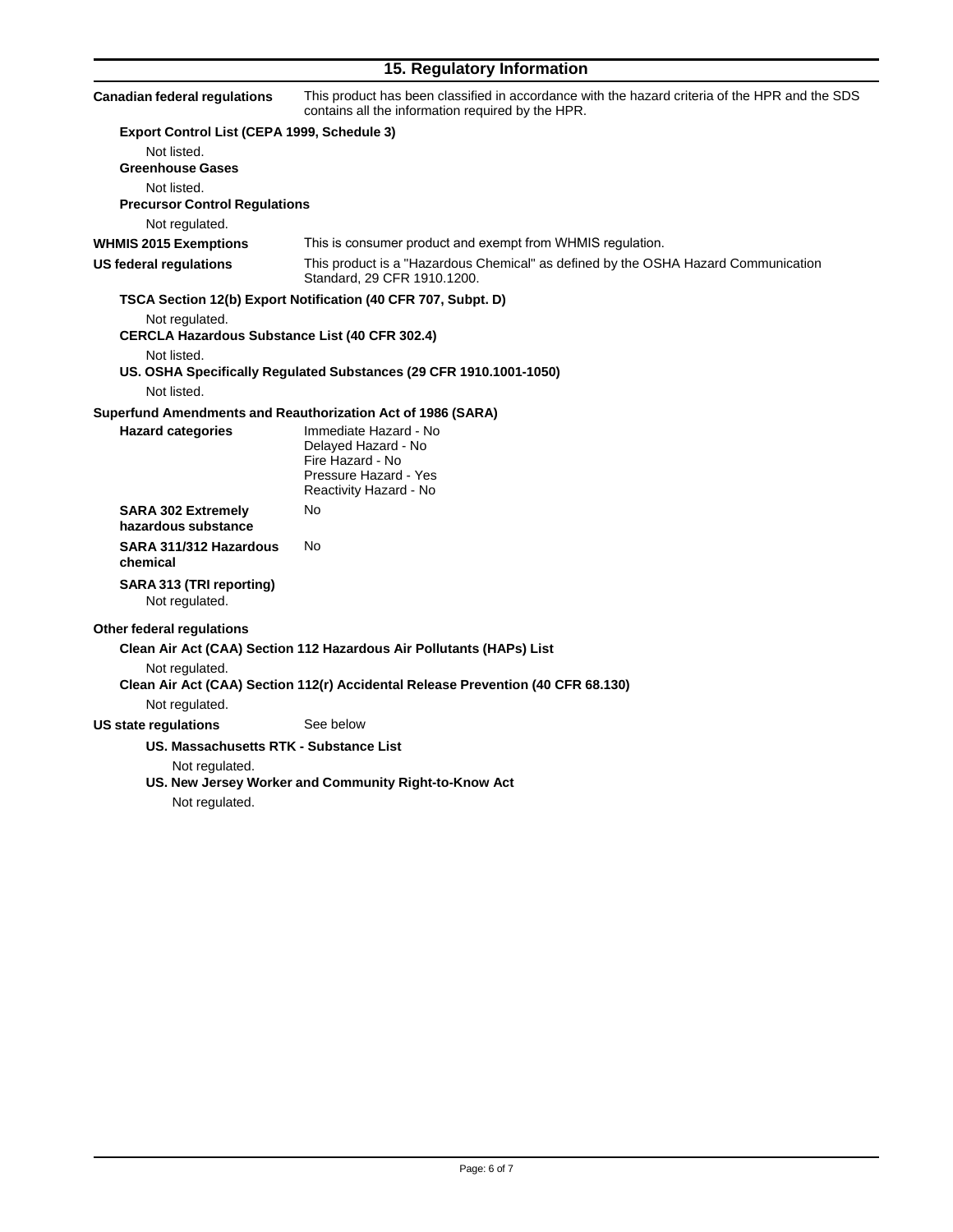## 15. Regulatory Information

**Canadian federal regulations**
This product has been classified in accordance with the hazard criteria of the HPR and the SDS contains all the information required by the HPR.

**Export Control List (CEPA 1999, Schedule 3)**

Not listed.

**Greenhouse Gases**

Not listed.

**Precursor Control Regulations**

Not regulated.

**WHMIS 2015 Exemptions**
This is consumer product and exempt from WHMIS regulation.

**US federal regulations**
This product is a "Hazardous Chemical" as defined by the OSHA Hazard Communication Standard, 29 CFR 1910.1200.

**TSCA Section 12(b) Export Notification (40 CFR 707, Subpt. D)**

Not regulated.

**CERCLA Hazardous Substance List (40 CFR 302.4)**

Not listed.

**US. OSHA Specifically Regulated Substances (29 CFR 1910.1001-1050)**

Not listed.

**Superfund Amendments and Reauthorization Act of 1986 (SARA)**

**Hazard categories**
Immediate Hazard - No
Delayed Hazard - No
Fire Hazard - No
Pressure Hazard - Yes
Reactivity Hazard - No

**SARA 302 Extremely hazardous substance**
No

**SARA 311/312 Hazardous chemical**
No

**SARA 313 (TRI reporting)**

Not regulated.

**Other federal regulations**

**Clean Air Act (CAA) Section 112 Hazardous Air Pollutants (HAPs) List**

Not regulated.

**Clean Air Act (CAA) Section 112(r) Accidental Release Prevention (40 CFR 68.130)**

Not regulated.

**US state regulations**
See below

**US. Massachusetts RTK - Substance List**

Not regulated.

**US. New Jersey Worker and Community Right-to-Know Act**

Not regulated.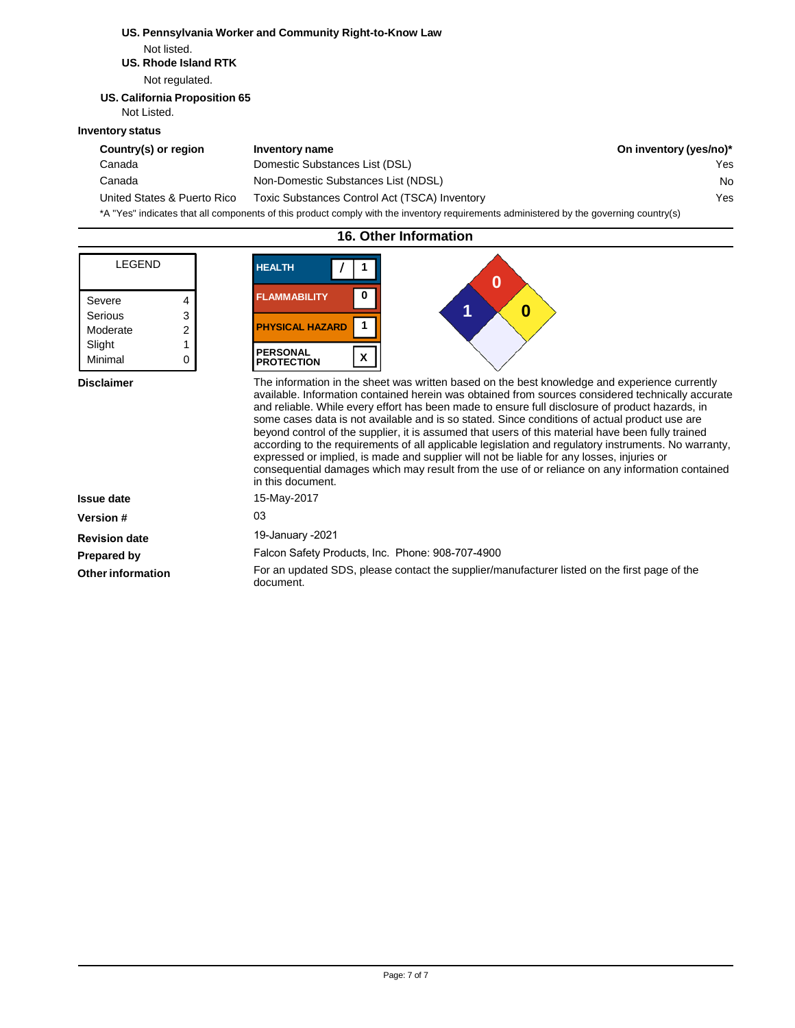**US. Pennsylvania Worker and Community Right-to-Know Law**

Not listed.

**US. Rhode Island RTK**

Not regulated.

**US. California Proposition 65**

Not Listed.

**Inventory status**

| Country(s) or region | Inventory name | On inventory (yes/no)* |
|---|---|---|
| Canada | Domestic Substances List (DSL) | Yes |
| Canada | Non-Domestic Substances List (NDSL) | No |
| United States & Puerto Rico | Toxic Substances Control Act (TSCA) Inventory | Yes |

*A "Yes" indicates that all components of this product comply with the inventory requirements administered by the governing country(s)

## 16. Other Information

| LEGEND | |
|---|---|
| Severe | 4 |
| Serious | 3 |
| Moderate | 2 |
| Slight | 1 |
| Minimal | 0 |

| | | |
|---|---|---|
| HEALTH | / | 1 |
| FLAMMABILITY | | 0 |
| PHYSICAL HAZARD | | 1 |
| PERSONAL PROTECTION | | X |

0

1

0

**Disclaimer**

The information in the sheet was written based on the best knowledge and experience currently available. Information contained herein was obtained from sources considered technically accurate and reliable. While every effort has been made to ensure full disclosure of product hazards, in some cases data is not available and is so stated. Since conditions of actual product use are beyond control of the supplier, it is assumed that users of this material have been fully trained according to the requirements of all applicable legislation and regulatory instruments. No warranty, expressed or implied, is made and supplier will not be liable for any losses, injuries or consequential damages which may result from the use of or reliance on any information contained in this document.

**Issue date** 15-May-2017

**Version #** 03

**Revision date** 19-January -2021

**Prepared by** Falcon Safety Products, Inc. Phone: 908-707-4900

**Other information** For an updated SDS, please contact the supplier/manufacturer listed on the first page of the document.